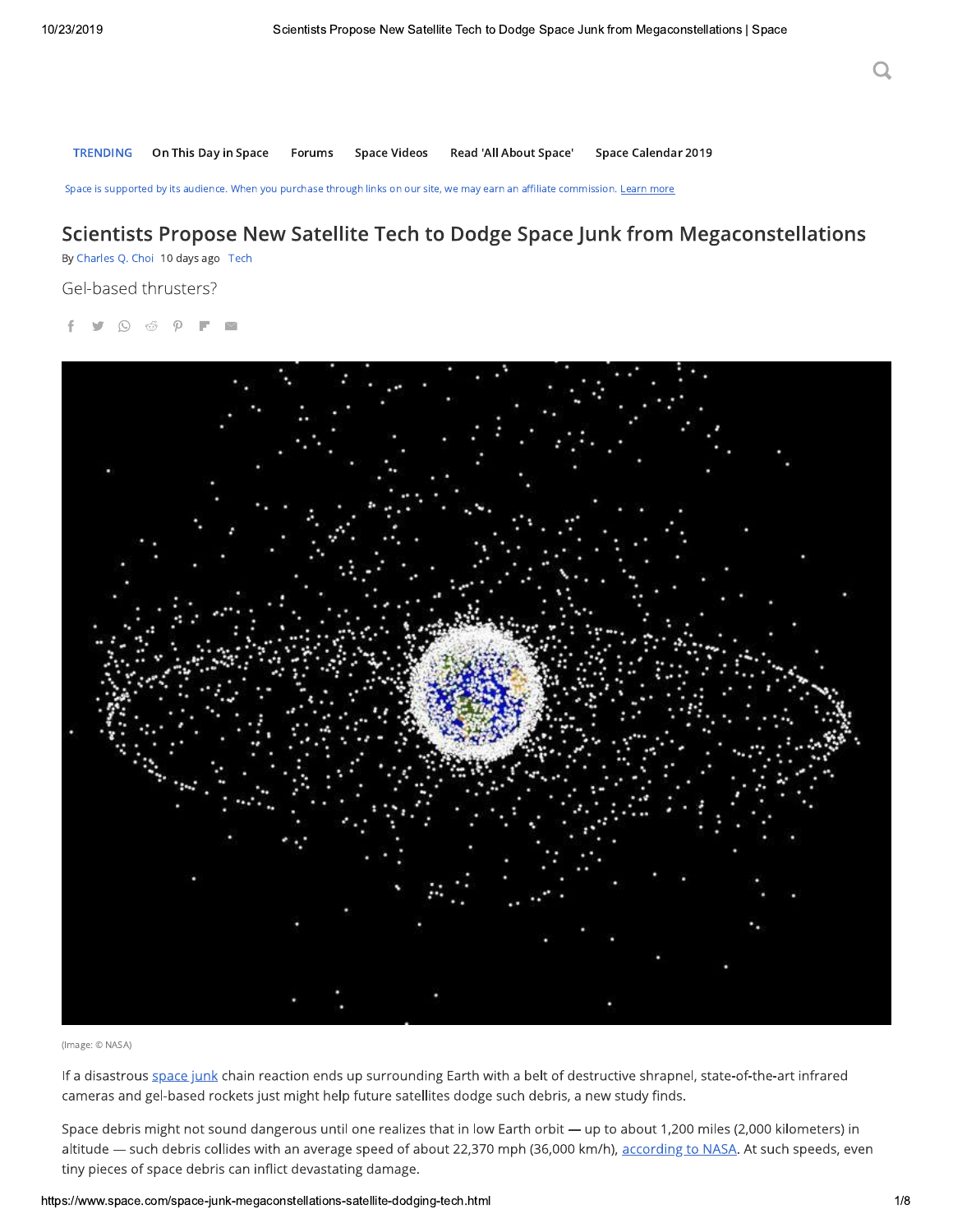TRENDING On This Day in Space Forums Space Videos Read 'All About Space' Space Calendar 2019

Space is supported by its audience. When you purchase through links on our site, we may earn an affiliate commission. Learn more

# Scientists Propose New Satellite Tech to Dodge Space Junk from Megaconstellations

By Charles Q. Choi 10 days ago Tech

Gel-based thrusters?

(Image: © NASA)

If a disastrous space junk chain reaction ends up surrounding Earth with a belt of destructive shrapnel, state-of-the-art infrared cameras and gel-based rockets just might help future satellites dodge such debris, a new study finds.

Space debris might not sound dangerous until one realizes that in low Earth orbit — up to about 1,200 miles (2,000 kilometers) in altitude — such debris collides with an average speed of about 22,370 mph (36,000 km/h), according to NASA. At such speeds, even tiny pieces of space debris can inflict devastating damage.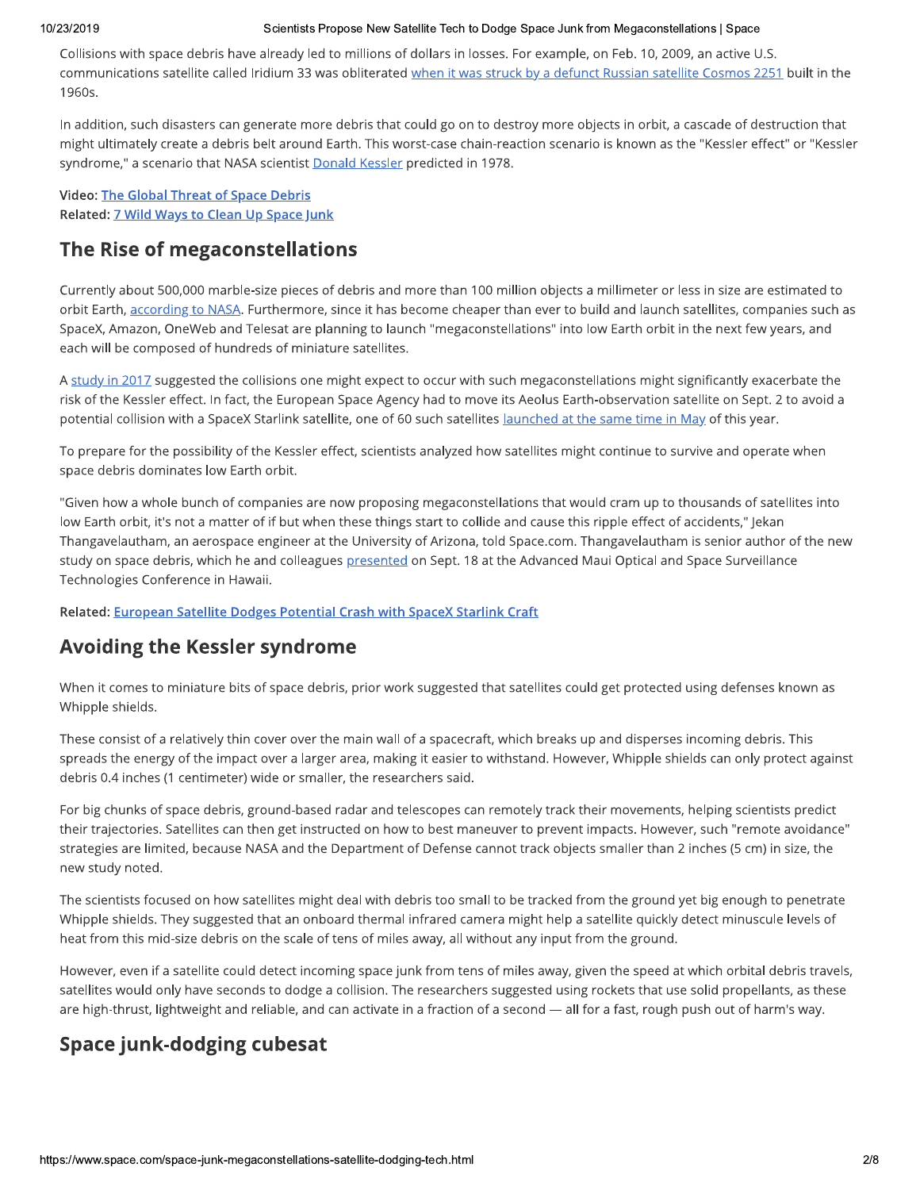Collisions with space debris have already led to millions of dollars in losses. For example, on Feb. 10, 2009, an active U.S. communications satellite called Iridium 33 was obliterated when it was struck by a defunct Russian satellite Cosmos 2251 built in the 1960s.

In addition, such disasters can generate more debris that could go on to destroy more objects in orbit, a cascade of destruction that might ultimately create a debris belt around Earth. This worst-case chain-reaction scenario is known as the "Kessler effect" or "Kessler syndrome," a scenario that NASA scientist Donald Kessler predicted in 1978.

**Video: The Global Threat of Space Debris**
**Related: 7 Wild Ways to Clean Up Space Junk**

## The Rise of megaconstellations

Currently about 500,000 marble-size pieces of debris and more than 100 million objects a millimeter or less in size are estimated to orbit Earth, according to NASA. Furthermore, since it has become cheaper than ever to build and launch satellites, companies such as SpaceX, Amazon, OneWeb and Telesat are planning to launch "megaconstellations" into low Earth orbit in the next few years, and each will be composed of hundreds of miniature satellites.

A study in 2017 suggested the collisions one might expect to occur with such megaconstellations might significantly exacerbate the risk of the Kessler effect. In fact, the European Space Agency had to move its Aeolus Earth-observation satellite on Sept. 2 to avoid a potential collision with a SpaceX Starlink satellite, one of 60 such satellites launched at the same time in May of this year.

To prepare for the possibility of the Kessler effect, scientists analyzed how satellites might continue to survive and operate when space debris dominates low Earth orbit.

"Given how a whole bunch of companies are now proposing megaconstellations that would cram up to thousands of satellites into low Earth orbit, it's not a matter of if but when these things start to collide and cause this ripple effect of accidents," Jekan Thangavelautham, an aerospace engineer at the University of Arizona, told Space.com. Thangavelautham is senior author of the new study on space debris, which he and colleagues presented on Sept. 18 at the Advanced Maui Optical and Space Surveillance Technologies Conference in Hawaii.

**Related: European Satellite Dodges Potential Crash with SpaceX Starlink Craft**

## Avoiding the Kessler syndrome

When it comes to miniature bits of space debris, prior work suggested that satellites could get protected using defenses known as Whipple shields.

These consist of a relatively thin cover over the main wall of a spacecraft, which breaks up and disperses incoming debris. This spreads the energy of the impact over a larger area, making it easier to withstand. However, Whipple shields can only protect against debris 0.4 inches (1 centimeter) wide or smaller, the researchers said.

For big chunks of space debris, ground-based radar and telescopes can remotely track their movements, helping scientists predict their trajectories. Satellites can then get instructed on how to best maneuver to prevent impacts. However, such "remote avoidance" strategies are limited, because NASA and the Department of Defense cannot track objects smaller than 2 inches (5 cm) in size, the new study noted.

The scientists focused on how satellites might deal with debris too small to be tracked from the ground yet big enough to penetrate Whipple shields. They suggested that an onboard thermal infrared camera might help a satellite quickly detect minuscule levels of heat from this mid-size debris on the scale of tens of miles away, all without any input from the ground.

However, even if a satellite could detect incoming space junk from tens of miles away, given the speed at which orbital debris travels, satellites would only have seconds to dodge a collision. The researchers suggested using rockets that use solid propellants, as these are high-thrust, lightweight and reliable, and can activate in a fraction of a second — all for a fast, rough push out of harm's way.

## Space junk-dodging cubesat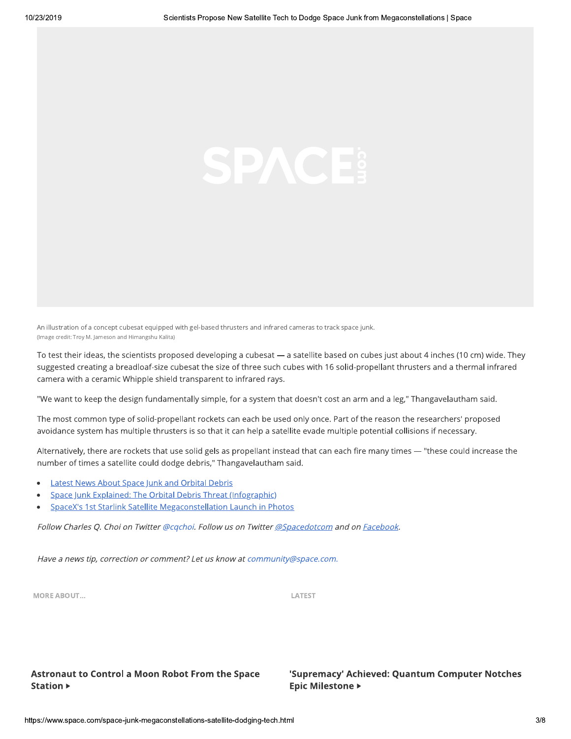An illustration of a concept cubesat equipped with gel-based thrusters and infrared cameras to track space junk.
(Image credit: Troy M. Jameson and Himangshu Kalita)

To test their ideas, the scientists proposed developing a cubesat — a satellite based on cubes just about 4 inches (10 cm) wide. They suggested creating a breadloaf-size cubesat the size of three such cubes with 16 solid-propellant thrusters and a thermal infrared camera with a ceramic Whipple shield transparent to infrared rays.

"We want to keep the design fundamentally simple, for a system that doesn't cost an arm and a leg," Thangavelautham said.

The most common type of solid-propellant rockets can each be used only once. Part of the reason the researchers' proposed avoidance system has multiple thrusters is so that it can help a satellite evade multiple potential collisions if necessary.

Alternatively, there are rockets that use solid gels as propellant instead that can each fire many times — "these could increase the number of times a satellite could dodge debris," Thangavelautham said.

- Latest News About Space Junk and Orbital Debris
- Space Junk Explained: The Orbital Debris Threat (Infographic)
- SpaceX's 1st Starlink Satellite Megaconstellation Launch in Photos

*Follow Charles Q. Choi on Twitter @cqchoi. Follow us on Twitter @Spacedotcom and on Facebook.*

*Have a news tip, correction or comment? Let us know at community@space.com.*

MORE ABOUT...

**Astronaut to Control a Moon Robot From the Space Station ▸**

LATEST

**'Supremacy' Achieved: Quantum Computer Notches Epic Milestone ▸**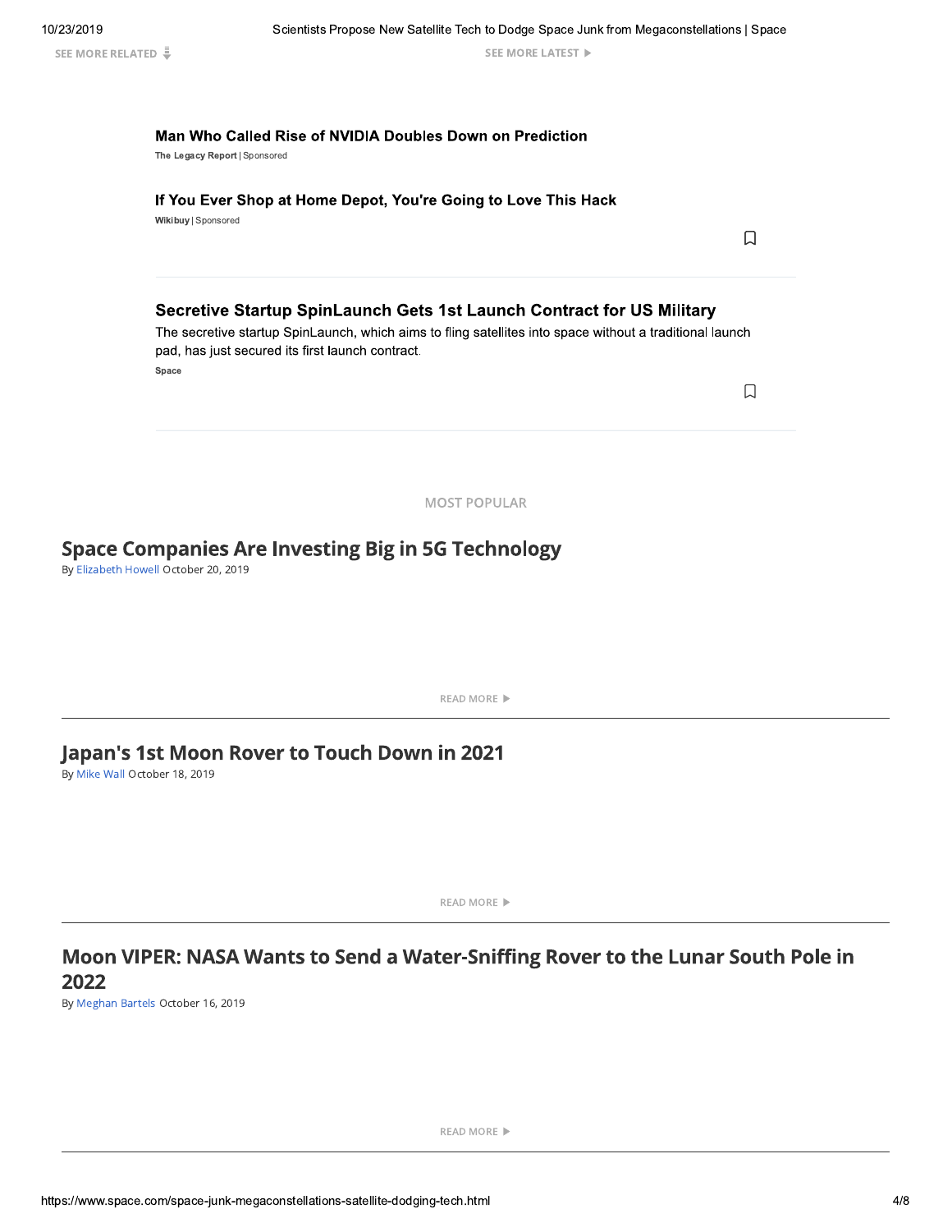SEE MORE RELATED

SEE MORE LATEST ▶

**Man Who Called Rise of NVIDIA Doubles Down on Prediction**

The Legacy Report | Sponsored

**If You Ever Shop at Home Depot, You're Going to Love This Hack**

Wikibuy | Sponsored

**Secretive Startup SpinLaunch Gets 1st Launch Contract for US Military**

The secretive startup SpinLaunch, which aims to fling satellites into space without a traditional launch pad, has just secured its first launch contract.

Space

MOST POPULAR

## Space Companies Are Investing Big in 5G Technology

By Elizabeth Howell October 20, 2019

READ MORE ▶

---

## Japan's 1st Moon Rover to Touch Down in 2021

By Mike Wall October 18, 2019

READ MORE ▶

---

## Moon VIPER: NASA Wants to Send a Water-Sniffing Rover to the Lunar South Pole in 2022

By Meghan Bartels October 16, 2019

READ MORE ▶

---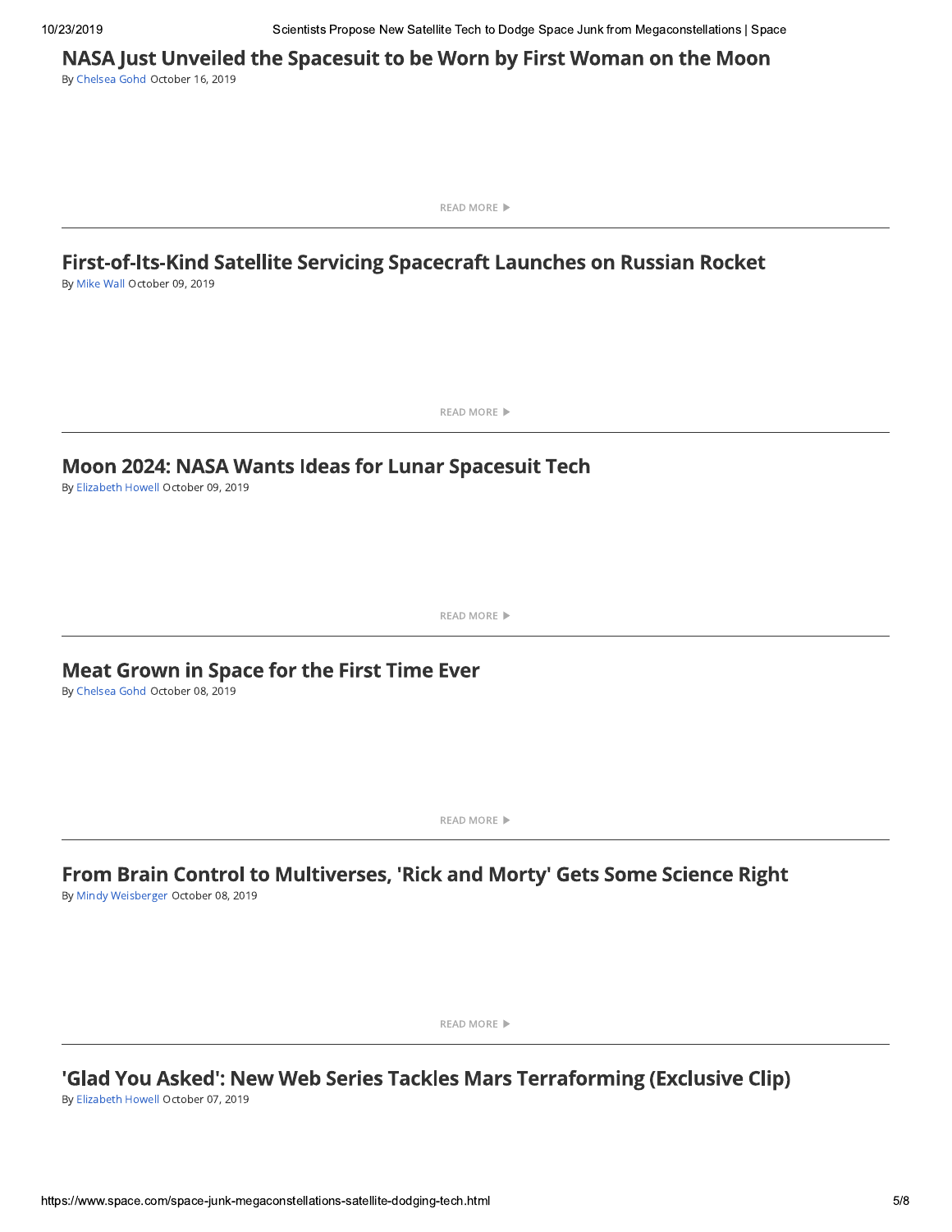## NASA Just Unveiled the Spacesuit to be Worn by First Woman on the Moon

By Chelsea Gohd October 16, 2019

READ MORE ▶

---

## First-of-Its-Kind Satellite Servicing Spacecraft Launches on Russian Rocket

By Mike Wall October 09, 2019

READ MORE ▶

---

## Moon 2024: NASA Wants Ideas for Lunar Spacesuit Tech

By Elizabeth Howell October 09, 2019

READ MORE ▶

---

## Meat Grown in Space for the First Time Ever

By Chelsea Gohd October 08, 2019

READ MORE ▶

---

## From Brain Control to Multiverses, 'Rick and Morty' Gets Some Science Right

By Mindy Weisberger October 08, 2019

READ MORE ▶

---

## 'Glad You Asked': New Web Series Tackles Mars Terraforming (Exclusive Clip)

By Elizabeth Howell October 07, 2019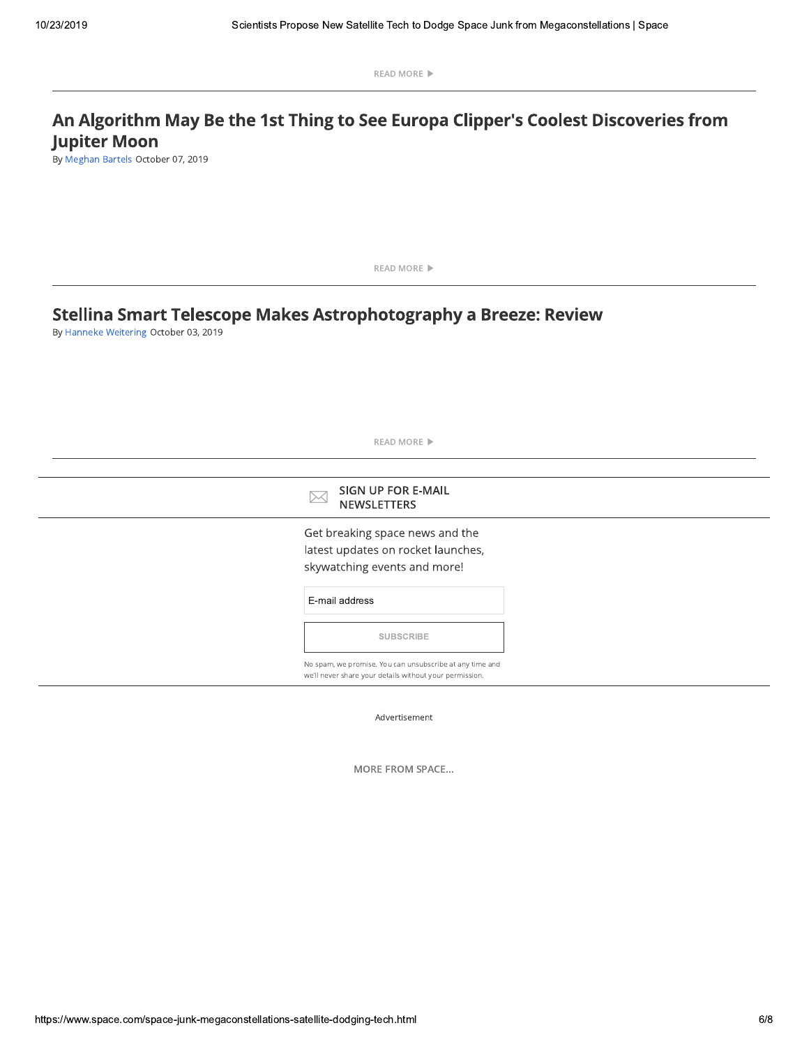READ MORE ▶

## An Algorithm May Be the 1st Thing to See Europa Clipper's Coolest Discoveries from Jupiter Moon

By Meghan Bartels October 07, 2019

READ MORE ▶

## Stellina Smart Telescope Makes Astrophotography a Breeze: Review

By Hanneke Weitering October 03, 2019

READ MORE ▶

### SIGN UP FOR E-MAIL NEWSLETTERS

Get breaking space news and the latest updates on rocket launches, skywatching events and more!

E-mail address

SUBSCRIBE

No spam, we promise. You can unsubscribe at any time and we'll never share your details without your permission.

Advertisement

MORE FROM SPACE...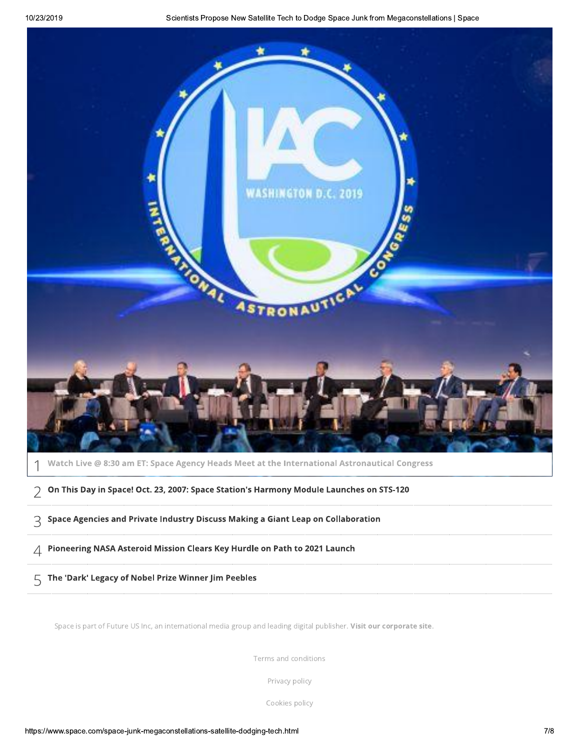1 Watch Live @ 8:30 am ET: Space Agency Heads Meet at the International Astronautical Congress

2 On This Day in Space! Oct. 23, 2007: Space Station's Harmony Module Launches on STS-120

3 Space Agencies and Private Industry Discuss Making a Giant Leap on Collaboration

4 Pioneering NASA Asteroid Mission Clears Key Hurdle on Path to 2021 Launch

5 The 'Dark' Legacy of Nobel Prize Winner Jim Peebles

Space is part of Future US Inc, an international media group and leading digital publisher. **Visit our corporate site**.

Terms and conditions

Privacy policy

Cookies policy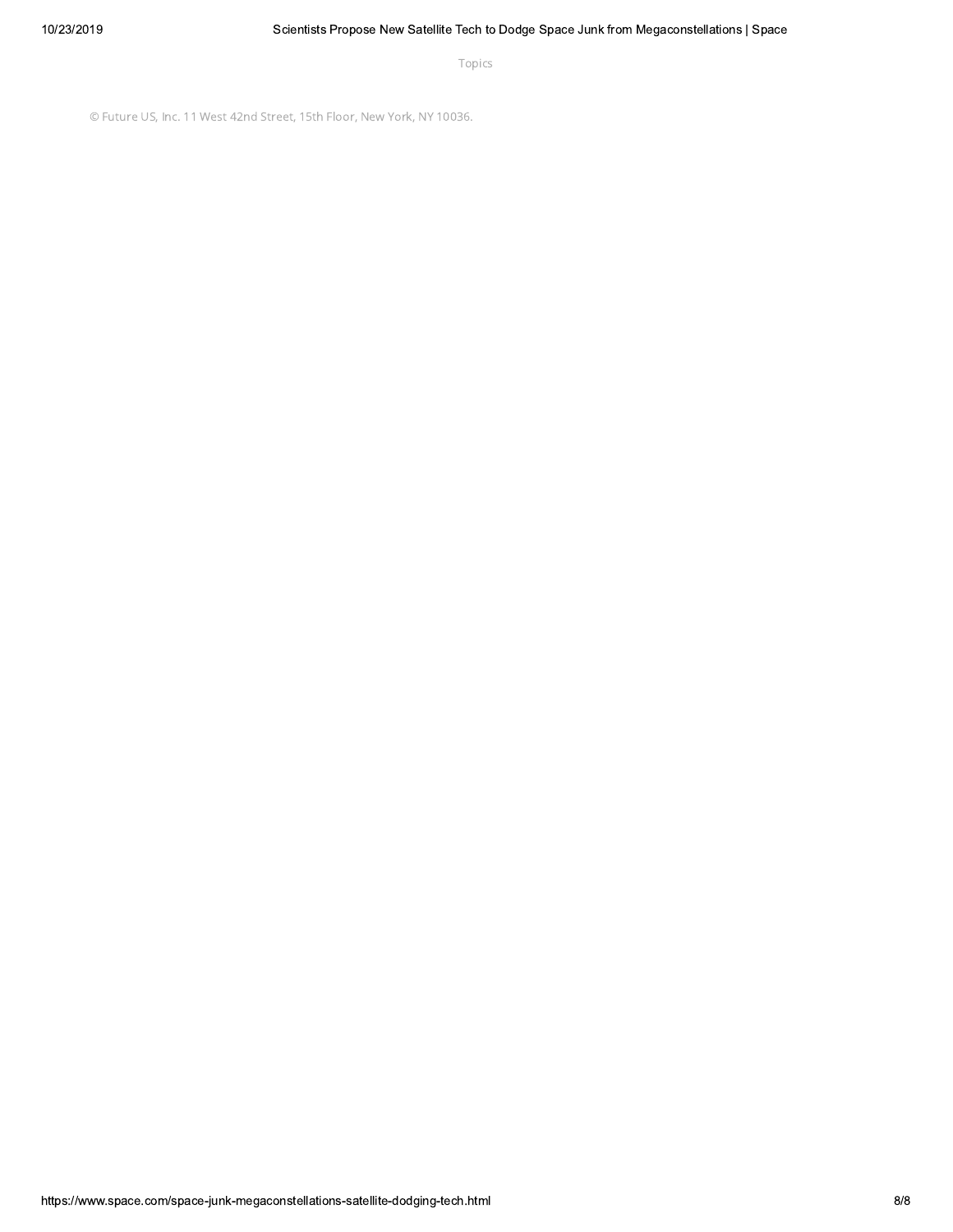Topics

© Future US, Inc. 11 West 42nd Street, 15th Floor, New York, NY 10036.